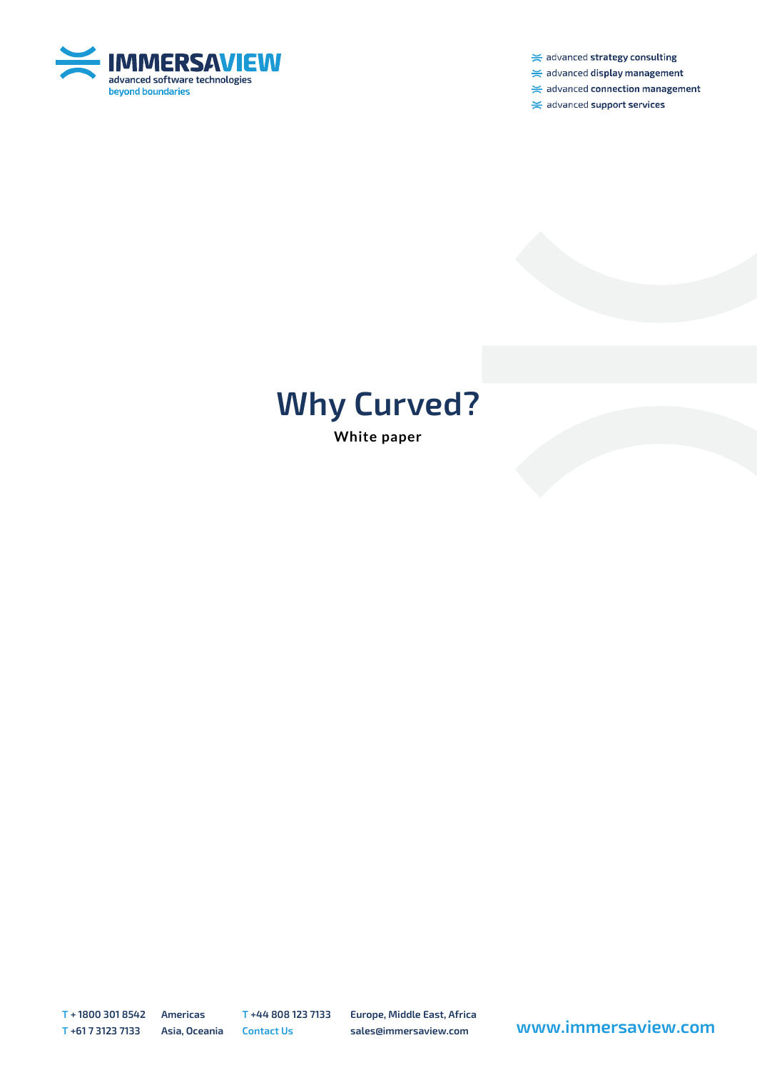IMMERSAVIEW
advanced software technologies
beyond boundaries

- advanced **strategy consulting**
- advanced **display management**
- advanced **connection management**
- advanced **support services**

# Why Curved?

**White paper**

T + 1800 301 8542 Americas
T +61 7 3123 7133 Asia, Oceania
T +44 808 123 7133 Europe, Middle East, Africa
Contact Us sales@immersaview.com

www.immersaview.com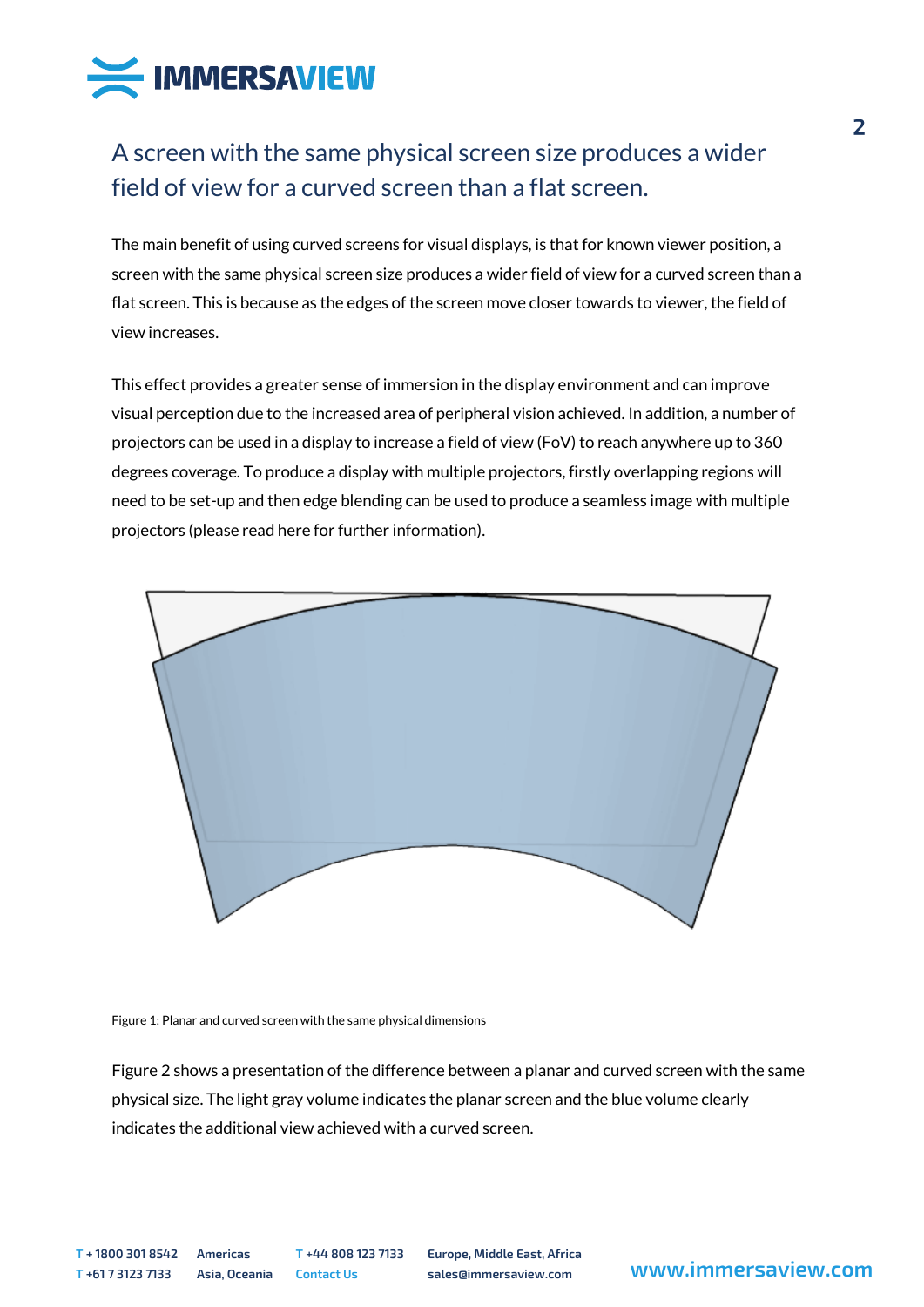## A screen with the same physical screen size produces a wider field of view for a curved screen than a flat screen.

The main benefit of using curved screens for visual displays, is that for known viewer position, a screen with the same physical screen size produces a wider field of view for a curved screen than a flat screen. This is because as the edges of the screen move closer towards to viewer, the field of view increases.

This effect provides a greater sense of immersion in the display environment and can improve visual perception due to the increased area of peripheral vision achieved. In addition, a number of projectors can be used in a display to increase a field of view (FoV) to reach anywhere up to 360 degrees coverage. To produce a display with multiple projectors, firstly overlapping regions will need to be set-up and then edge blending can be used to produce a seamless image with multiple projectors (please read here for further information).

Figure 1: Planar and curved screen with the same physical dimensions

Figure 2 shows a presentation of the difference between a planar and curved screen with the same physical size. The light gray volume indicates the planar screen and the blue volume clearly indicates the additional view achieved with a curved screen.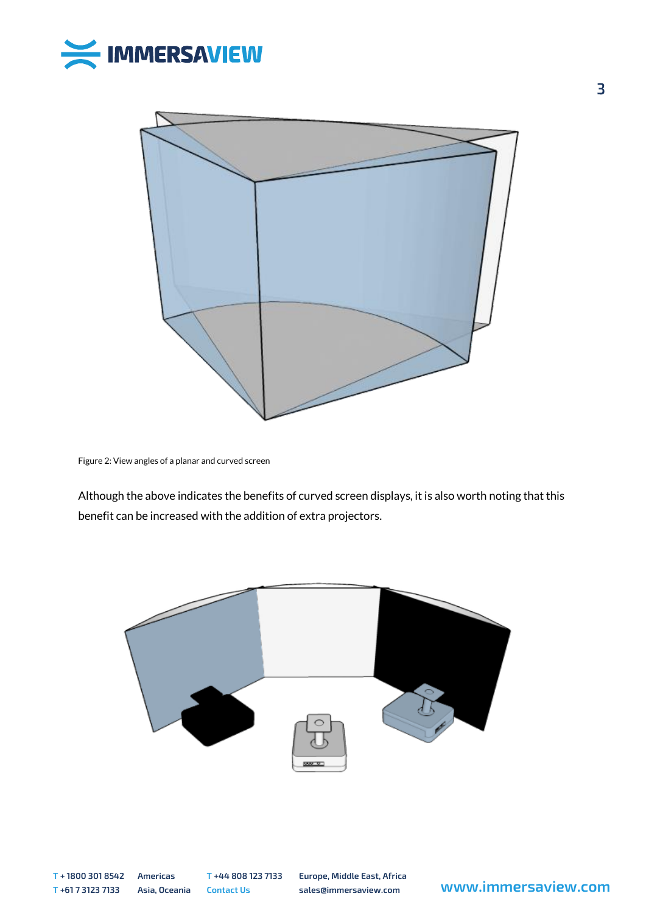Figure 2: View angles of a planar and curved screen

Although the above indicates the benefits of curved screen displays, it is also worth noting that this benefit can be increased with the addition of extra projectors.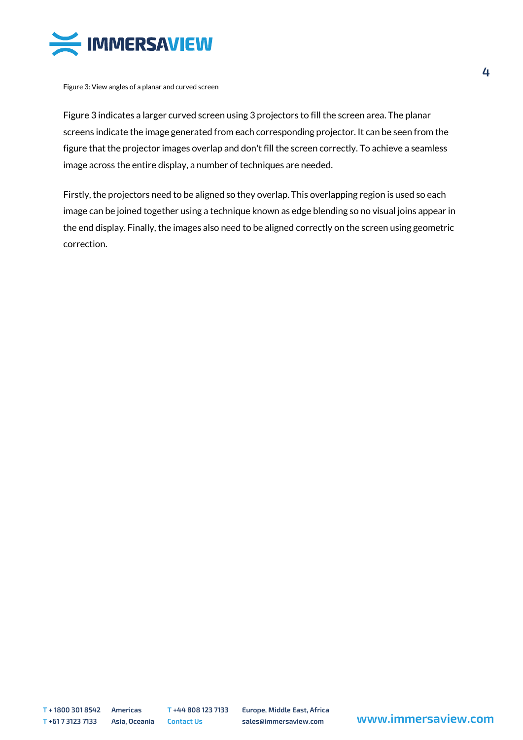Figure 3: View angles of a planar and curved screen

Figure 3 indicates a larger curved screen using 3 projectors to fill the screen area. The planar screens indicate the image generated from each corresponding projector. It can be seen from the figure that the projector images overlap and don't fill the screen correctly. To achieve a seamless image across the entire display, a number of techniques are needed.

Firstly, the projectors need to be aligned so they overlap. This overlapping region is used so each image can be joined together using a technique known as edge blending so no visual joins appear in the end display. Finally, the images also need to be aligned correctly on the screen using geometric correction.